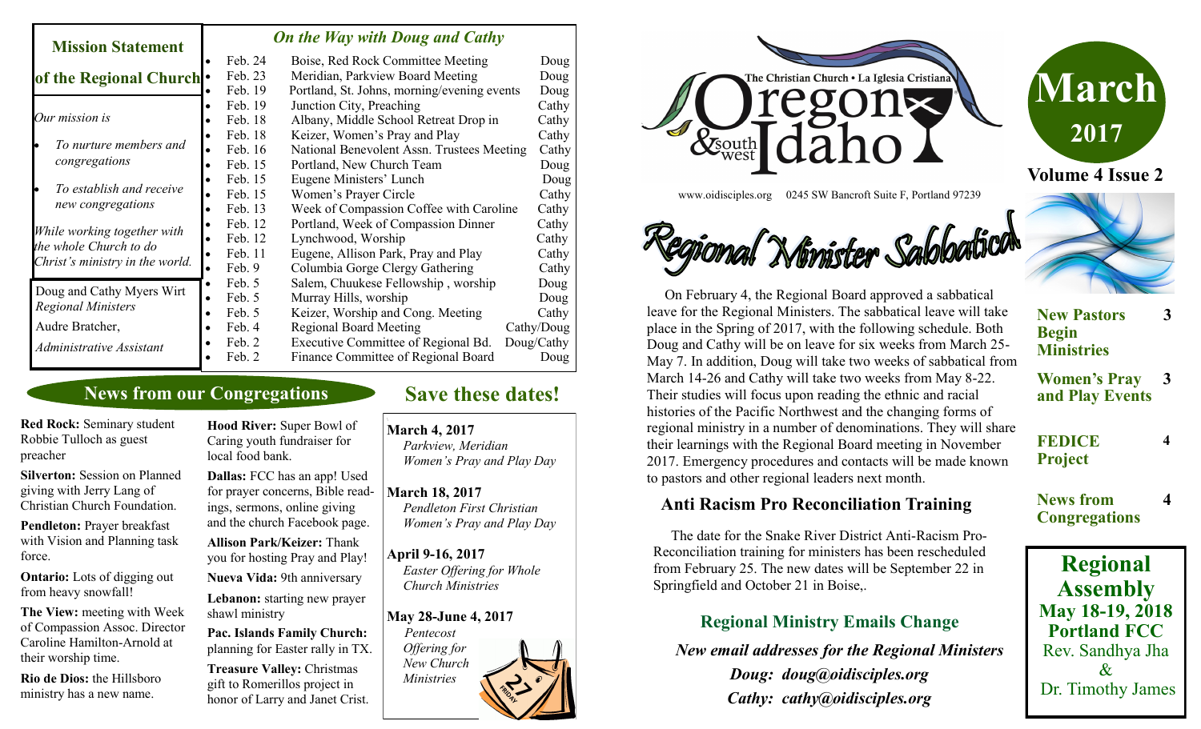# Oregon & southwest Idaho

The Christian Church • La Iglesia Cristiana

www.oidisciples.org 0245 SW Bancroft Suite F, Portland 97239

**March 2017**

**Volume 4 Issue 2**

## Mission Statement of the Regional Church

*Our mission is*

- *To nurture members and congregations*
- *To establish and receive new congregations*

*While working together with the whole Church to do Christ's ministry in the world.*

Doug and Cathy Myers Wirt
*Regional Ministers*

Audre Bratcher,
*Administrative Assistant*

## *On the Way with Doug and Cathy*

| Date | Event | Who |
|---|---|---|
| Feb. 24 | Boise, Red Rock Committee Meeting | Doug |
| Feb. 23 | Meridian, Parkview Board Meeting | Doug |
| Feb. 19 | Portland, St. Johns, morning/evening events | Doug |
| Feb. 19 | Junction City, Preaching | Cathy |
| Feb. 18 | Albany, Middle School Retreat Drop in | Cathy |
| Feb. 18 | Keizer, Women's Pray and Play | Cathy |
| Feb. 16 | National Benevolent Assn. Trustees Meeting | Cathy |
| Feb. 15 | Portland, New Church Team | Doug |
| Feb. 15 | Eugene Ministers' Lunch | Doug |
| Feb. 15 | Women's Prayer Circle | Cathy |
| Feb. 13 | Week of Compassion Coffee with Caroline | Cathy |
| Feb. 12 | Portland, Week of Compassion Dinner | Cathy |
| Feb. 12 | Lynchwood, Worship | Cathy |
| Feb. 11 | Eugene, Allison Park, Pray and Play | Cathy |
| Feb. 9 | Columbia Gorge Clergy Gathering | Cathy |
| Feb. 5 | Salem, Chuukese Fellowship , worship | Doug |
| Feb. 5 | Murray Hills, worship | Doug |
| Feb. 5 | Keizer, Worship and Cong. Meeting | Cathy |
| Feb. 4 | Regional Board Meeting | Cathy/Doug |
| Feb. 2 | Executive Committee of Regional Bd. | Doug/Cathy |
| Feb. 2 | Finance Committee of Regional Board | Doug |

## Regional Minister Sabbatical

On February 4, the Regional Board approved a sabbatical leave for the Regional Ministers. The sabbatical leave will take place in the Spring of 2017, with the following schedule. Both Doug and Cathy will be on leave for six weeks from March 25-May 7. In addition, Doug will take two weeks of sabbatical from March 14-26 and Cathy will take two weeks from May 8-22. Their studies will focus upon reading the ethnic and racial histories of the Pacific Northwest and the changing forms of regional ministry in a number of denominations. They will share their learnings with the Regional Board meeting in November 2017. Emergency procedures and contacts will be made known to pastors and other regional leaders next month.

## Anti Racism Pro Reconciliation Training

The date for the Snake River District Anti-Racism Pro-Reconciliation training for ministers has been rescheduled from February 25. The new dates will be September 22 in Springfield and October 21 in Boise,.

## Regional Ministry Emails Change

***New email addresses for the Regional Ministers***

***Doug: doug@oidisciples.org***

***Cathy: cathy@oidisciples.org***

## News from our Congregations

**Red Rock:** Seminary student Robbie Tulloch as guest preacher

**Silverton:** Session on Planned giving with Jerry Lang of Christian Church Foundation.

**Pendleton:** Prayer breakfast with Vision and Planning task force.

**Ontario:** Lots of digging out from heavy snowfall!

**The View:** meeting with Week of Compassion Assoc. Director Caroline Hamilton-Arnold at their worship time.

**Rio de Dios:** the Hillsboro ministry has a new name.

**Hood River:** Super Bowl of Caring youth fundraiser for local food bank.

**Dallas:** FCC has an app! Used for prayer concerns, Bible readings, sermons, online giving and the church Facebook page.

**Allison Park/Keizer:** Thank you for hosting Pray and Play!

**Nueva Vida:** 9th anniversary

**Lebanon:** starting new prayer shawl ministry

**Pac. Islands Family Church:** planning for Easter rally in TX.

**Treasure Valley:** Christmas gift to Romerillos project in honor of Larry and Janet Crist.

## Save these dates!

**March 4, 2017**
*Parkview, Meridian*
*Women's Pray and Play Day*

**March 18, 2017**
*Pendleton First Christian*
*Women's Pray and Play Day*

**April 9-16, 2017**
*Easter Offering for Whole Church Ministries*

**May 28-June 4, 2017**
*Pentecost Offering for New Church Ministries*

## In this issue

| | |
|---|---|
| **New Pastors Begin Ministries** | 3 |
| **Women's Pray and Play Events** | 3 |
| **FEDICE Project** | 4 |
| **News from Congregations** | 4 |

**Regional Assembly**
**May 18-19, 2018**
**Portland FCC**
Rev. Sandhya Jha
&
Dr. Timothy James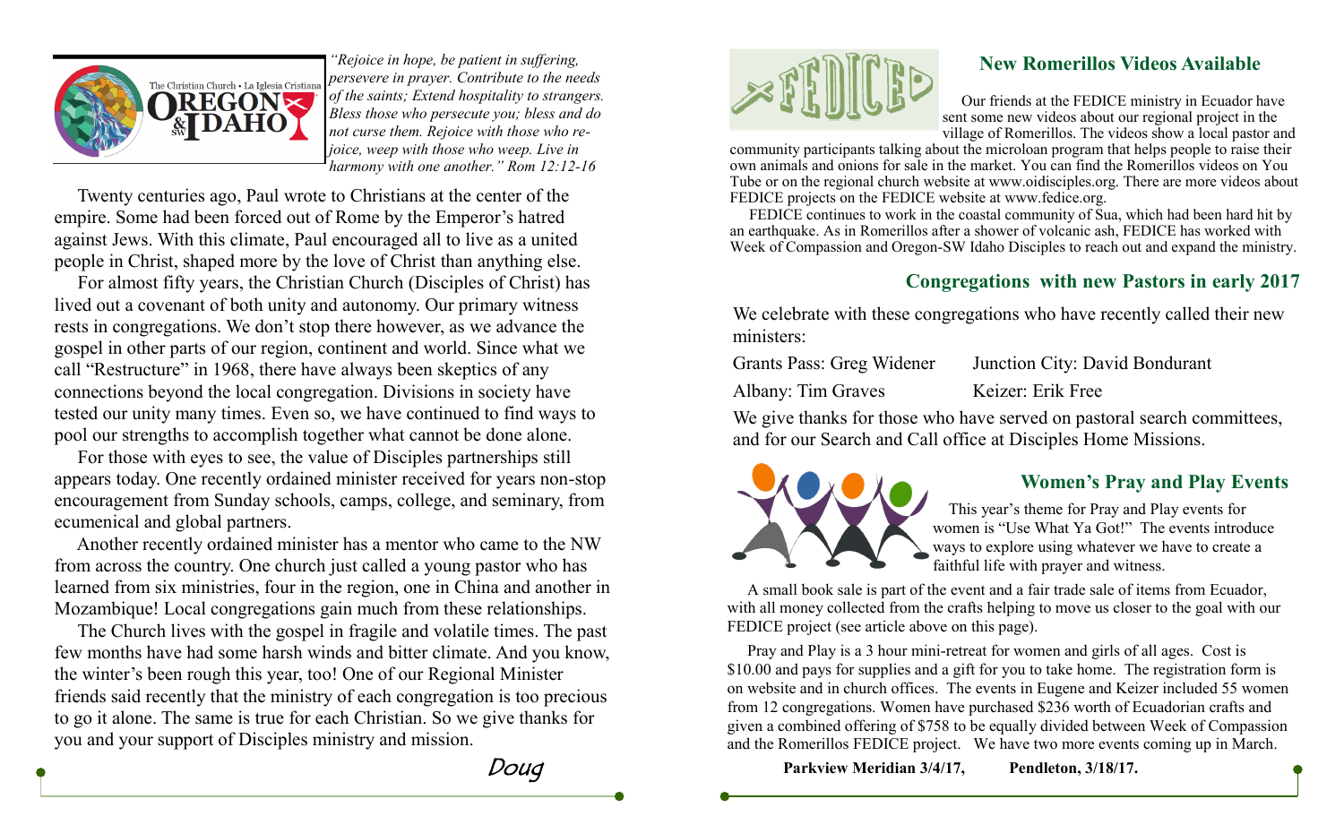*"Rejoice in hope, be patient in suffering, persevere in prayer. Contribute to the needs of the saints; Extend hospitality to strangers. Bless those who persecute you; bless and do not curse them. Rejoice with those who rejoice, weep with those who weep. Live in harmony with one another." Rom 12:12-16*

Twenty centuries ago, Paul wrote to Christians at the center of the empire. Some had been forced out of Rome by the Emperor's hatred against Jews. With this climate, Paul encouraged all to live as a united people in Christ, shaped more by the love of Christ than anything else.

For almost fifty years, the Christian Church (Disciples of Christ) has lived out a covenant of both unity and autonomy. Our primary witness rests in congregations. We don't stop there however, as we advance the gospel in other parts of our region, continent and world. Since what we call "Restructure" in 1968, there have always been skeptics of any connections beyond the local congregation. Divisions in society have tested our unity many times. Even so, we have continued to find ways to pool our strengths to accomplish together what cannot be done alone.

For those with eyes to see, the value of Disciples partnerships still appears today. One recently ordained minister received for years non-stop encouragement from Sunday schools, camps, college, and seminary, from ecumenical and global partners.

Another recently ordained minister has a mentor who came to the NW from across the country. One church just called a young pastor who has learned from six ministries, four in the region, one in China and another in Mozambique! Local congregations gain much from these relationships.

The Church lives with the gospel in fragile and volatile times. The past few months have had some harsh winds and bitter climate. And you know, the winter's been rough this year, too! One of our Regional Minister friends said recently that the ministry of each congregation is too precious to go it alone. The same is true for each Christian. So we give thanks for you and your support of Disciples ministry and mission.

*Doug*

## New Romerillos Videos Available

Our friends at the FEDICE ministry in Ecuador have sent some new videos about our regional project in the village of Romerillos. The videos show a local pastor and community participants talking about the microloan program that helps people to raise their own animals and onions for sale in the market. You can find the Romerillos videos on You Tube or on the regional church website at www.oidisciples.org. There are more videos about FEDICE projects on the FEDICE website at www.fedice.org.

FEDICE continues to work in the coastal community of Sua, which had been hard hit by an earthquake. As in Romerillos after a shower of volcanic ash, FEDICE has worked with Week of Compassion and Oregon-SW Idaho Disciples to reach out and expand the ministry.

## Congregations with new Pastors in early 2017

We celebrate with these congregations who have recently called their new ministers:

| | |
|---|---|
| Grants Pass: Greg Widener | Junction City: David Bondurant |
| Albany: Tim Graves | Keizer: Erik Free |

We give thanks for those who have served on pastoral search committees, and for our Search and Call office at Disciples Home Missions.

## Women's Pray and Play Events

This year's theme for Pray and Play events for women is "Use What Ya Got!" The events introduce ways to explore using whatever we have to create a faithful life with prayer and witness.

A small book sale is part of the event and a fair trade sale of items from Ecuador, with all money collected from the crafts helping to move us closer to the goal with our FEDICE project (see article above on this page).

Pray and Play is a 3 hour mini-retreat for women and girls of all ages. Cost is $10.00 and pays for supplies and a gift for you to take home. The registration form is on website and in church offices. The events in Eugene and Keizer included 55 women from 12 congregations. Women have purchased $236 worth of Ecuadorian crafts and given a combined offering of $758 to be equally divided between Week of Compassion and the Romerillos FEDICE project. We have two more events coming up in March.

**Parkview Meridian 3/4/17, Pendleton, 3/18/17.**